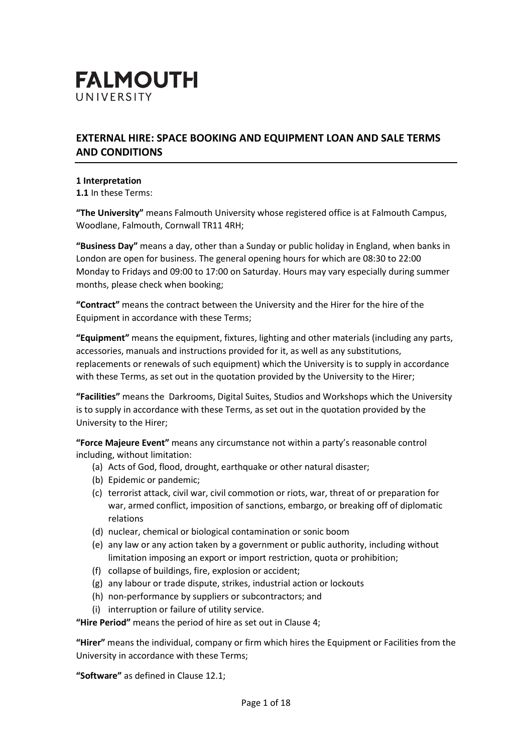# FALMOUTH
UNIVERSITY

## EXTERNAL HIRE: SPACE BOOKING AND EQUIPMENT LOAN AND SALE TERMS AND CONDITIONS

**1 Interpretation**

**1.1** In these Terms:

**"The University"** means Falmouth University whose registered office is at Falmouth Campus, Woodlane, Falmouth, Cornwall TR11 4RH;

**"Business Day"** means a day, other than a Sunday or public holiday in England, when banks in London are open for business. The general opening hours for which are 08:30 to 22:00 Monday to Fridays and 09:00 to 17:00 on Saturday. Hours may vary especially during summer months, please check when booking;

**"Contract"** means the contract between the University and the Hirer for the hire of the Equipment in accordance with these Terms;

**"Equipment"** means the equipment, fixtures, lighting and other materials (including any parts, accessories, manuals and instructions provided for it, as well as any substitutions, replacements or renewals of such equipment) which the University is to supply in accordance with these Terms, as set out in the quotation provided by the University to the Hirer;

**"Facilities"** means the Darkrooms, Digital Suites, Studios and Workshops which the University is to supply in accordance with these Terms, as set out in the quotation provided by the University to the Hirer;

**"Force Majeure Event"** means any circumstance not within a party's reasonable control including, without limitation:

(a) Acts of God, flood, drought, earthquake or other natural disaster;
(b) Epidemic or pandemic;
(c) terrorist attack, civil war, civil commotion or riots, war, threat of or preparation for war, armed conflict, imposition of sanctions, embargo, or breaking off of diplomatic relations
(d) nuclear, chemical or biological contamination or sonic boom
(e) any law or any action taken by a government or public authority, including without limitation imposing an export or import restriction, quota or prohibition;
(f) collapse of buildings, fire, explosion or accident;
(g) any labour or trade dispute, strikes, industrial action or lockouts
(h) non-performance by suppliers or subcontractors; and
(i) interruption or failure of utility service.

**"Hire Period"** means the period of hire as set out in Clause 4;

**"Hirer"** means the individual, company or firm which hires the Equipment or Facilities from the University in accordance with these Terms;

**"Software"** as defined in Clause 12.1;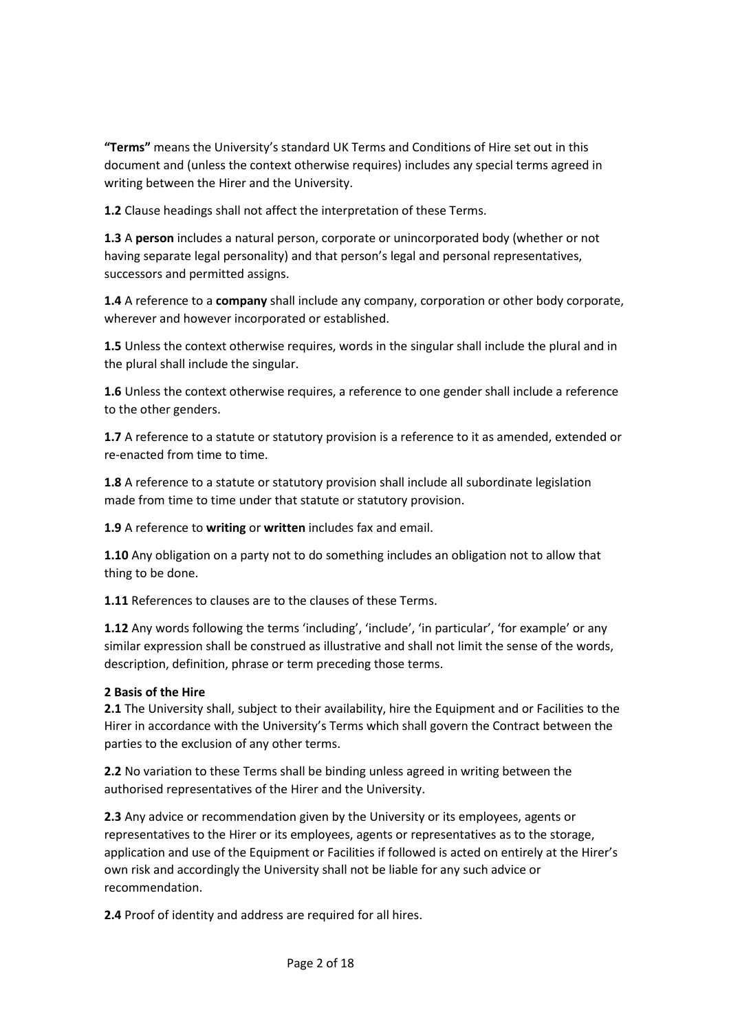**"Terms"** means the University's standard UK Terms and Conditions of Hire set out in this document and (unless the context otherwise requires) includes any special terms agreed in writing between the Hirer and the University.

**1.2** Clause headings shall not affect the interpretation of these Terms.

**1.3** A **person** includes a natural person, corporate or unincorporated body (whether or not having separate legal personality) and that person's legal and personal representatives, successors and permitted assigns.

**1.4** A reference to a **company** shall include any company, corporation or other body corporate, wherever and however incorporated or established.

**1.5** Unless the context otherwise requires, words in the singular shall include the plural and in the plural shall include the singular.

**1.6** Unless the context otherwise requires, a reference to one gender shall include a reference to the other genders.

**1.7** A reference to a statute or statutory provision is a reference to it as amended, extended or re-enacted from time to time.

**1.8** A reference to a statute or statutory provision shall include all subordinate legislation made from time to time under that statute or statutory provision.

**1.9** A reference to **writing** or **written** includes fax and email.

**1.10** Any obligation on a party not to do something includes an obligation not to allow that thing to be done.

**1.11** References to clauses are to the clauses of these Terms.

**1.12** Any words following the terms 'including', 'include', 'in particular', 'for example' or any similar expression shall be construed as illustrative and shall not limit the sense of the words, description, definition, phrase or term preceding those terms.

**2 Basis of the Hire**

**2.1** The University shall, subject to their availability, hire the Equipment and or Facilities to the Hirer in accordance with the University's Terms which shall govern the Contract between the parties to the exclusion of any other terms.

**2.2** No variation to these Terms shall be binding unless agreed in writing between the authorised representatives of the Hirer and the University.

**2.3** Any advice or recommendation given by the University or its employees, agents or representatives to the Hirer or its employees, agents or representatives as to the storage, application and use of the Equipment or Facilities if followed is acted on entirely at the Hirer's own risk and accordingly the University shall not be liable for any such advice or recommendation.

**2.4** Proof of identity and address are required for all hires.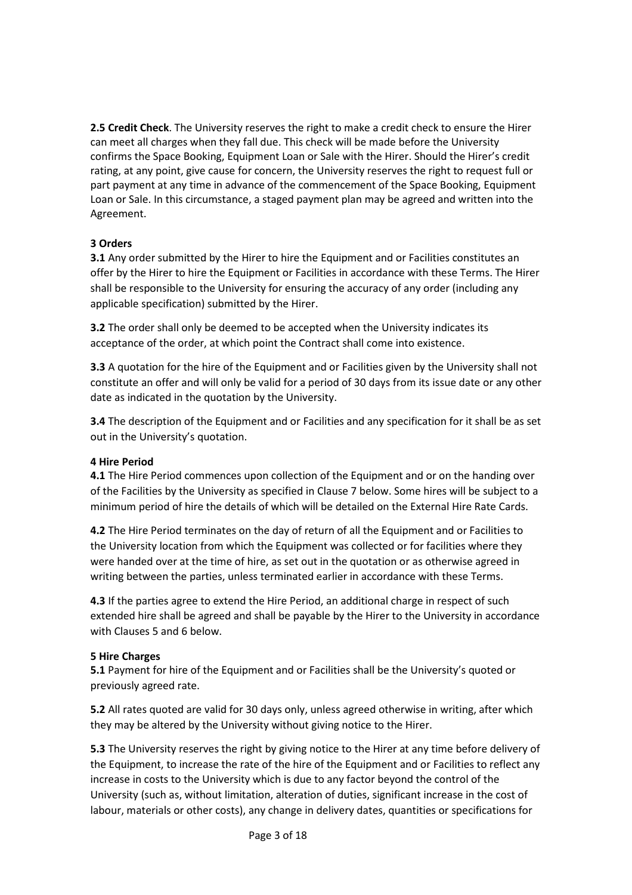**2.5 Credit Check**. The University reserves the right to make a credit check to ensure the Hirer can meet all charges when they fall due. This check will be made before the University confirms the Space Booking, Equipment Loan or Sale with the Hirer. Should the Hirer's credit rating, at any point, give cause for concern, the University reserves the right to request full or part payment at any time in advance of the commencement of the Space Booking, Equipment Loan or Sale. In this circumstance, a staged payment plan may be agreed and written into the Agreement.

**3 Orders**

**3.1** Any order submitted by the Hirer to hire the Equipment and or Facilities constitutes an offer by the Hirer to hire the Equipment or Facilities in accordance with these Terms. The Hirer shall be responsible to the University for ensuring the accuracy of any order (including any applicable specification) submitted by the Hirer.

**3.2** The order shall only be deemed to be accepted when the University indicates its acceptance of the order, at which point the Contract shall come into existence.

**3.3** A quotation for the hire of the Equipment and or Facilities given by the University shall not constitute an offer and will only be valid for a period of 30 days from its issue date or any other date as indicated in the quotation by the University.

**3.4** The description of the Equipment and or Facilities and any specification for it shall be as set out in the University's quotation.

**4 Hire Period**

**4.1** The Hire Period commences upon collection of the Equipment and or on the handing over of the Facilities by the University as specified in Clause 7 below. Some hires will be subject to a minimum period of hire the details of which will be detailed on the External Hire Rate Cards.

**4.2** The Hire Period terminates on the day of return of all the Equipment and or Facilities to the University location from which the Equipment was collected or for facilities where they were handed over at the time of hire, as set out in the quotation or as otherwise agreed in writing between the parties, unless terminated earlier in accordance with these Terms.

**4.3** If the parties agree to extend the Hire Period, an additional charge in respect of such extended hire shall be agreed and shall be payable by the Hirer to the University in accordance with Clauses 5 and 6 below.

**5 Hire Charges**

**5.1** Payment for hire of the Equipment and or Facilities shall be the University's quoted or previously agreed rate.

**5.2** All rates quoted are valid for 30 days only, unless agreed otherwise in writing, after which they may be altered by the University without giving notice to the Hirer.

**5.3** The University reserves the right by giving notice to the Hirer at any time before delivery of the Equipment, to increase the rate of the hire of the Equipment and or Facilities to reflect any increase in costs to the University which is due to any factor beyond the control of the University (such as, without limitation, alteration of duties, significant increase in the cost of labour, materials or other costs), any change in delivery dates, quantities or specifications for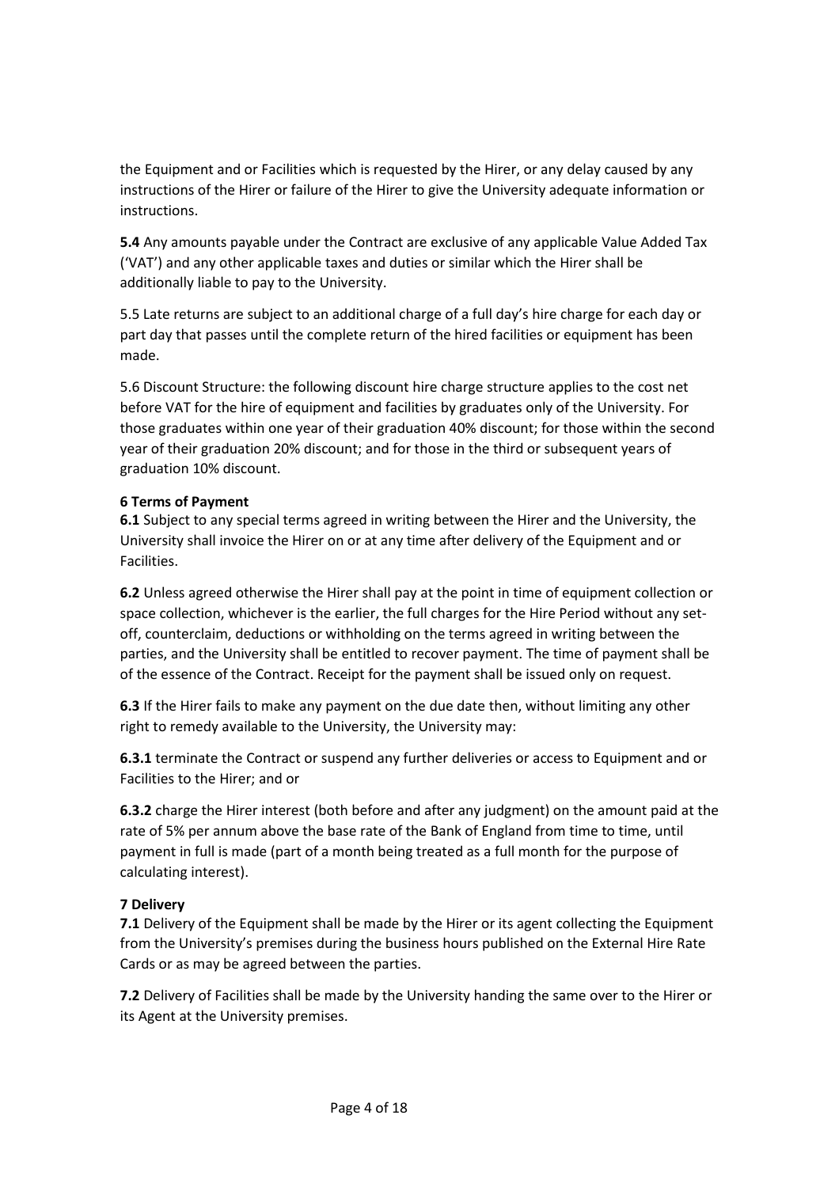the Equipment and or Facilities which is requested by the Hirer, or any delay caused by any instructions of the Hirer or failure of the Hirer to give the University adequate information or instructions.

**5.4** Any amounts payable under the Contract are exclusive of any applicable Value Added Tax ('VAT') and any other applicable taxes and duties or similar which the Hirer shall be additionally liable to pay to the University.

5.5 Late returns are subject to an additional charge of a full day's hire charge for each day or part day that passes until the complete return of the hired facilities or equipment has been made.

5.6 Discount Structure: the following discount hire charge structure applies to the cost net before VAT for the hire of equipment and facilities by graduates only of the University. For those graduates within one year of their graduation 40% discount; for those within the second year of their graduation 20% discount; and for those in the third or subsequent years of graduation 10% discount.

**6 Terms of Payment**

**6.1** Subject to any special terms agreed in writing between the Hirer and the University, the University shall invoice the Hirer on or at any time after delivery of the Equipment and or Facilities.

**6.2** Unless agreed otherwise the Hirer shall pay at the point in time of equipment collection or space collection, whichever is the earlier, the full charges for the Hire Period without any set-off, counterclaim, deductions or withholding on the terms agreed in writing between the parties, and the University shall be entitled to recover payment. The time of payment shall be of the essence of the Contract. Receipt for the payment shall be issued only on request.

**6.3** If the Hirer fails to make any payment on the due date then, without limiting any other right to remedy available to the University, the University may:

**6.3.1** terminate the Contract or suspend any further deliveries or access to Equipment and or Facilities to the Hirer; and or

**6.3.2** charge the Hirer interest (both before and after any judgment) on the amount paid at the rate of 5% per annum above the base rate of the Bank of England from time to time, until payment in full is made (part of a month being treated as a full month for the purpose of calculating interest).

**7 Delivery**

**7.1** Delivery of the Equipment shall be made by the Hirer or its agent collecting the Equipment from the University's premises during the business hours published on the External Hire Rate Cards or as may be agreed between the parties.

**7.2** Delivery of Facilities shall be made by the University handing the same over to the Hirer or its Agent at the University premises.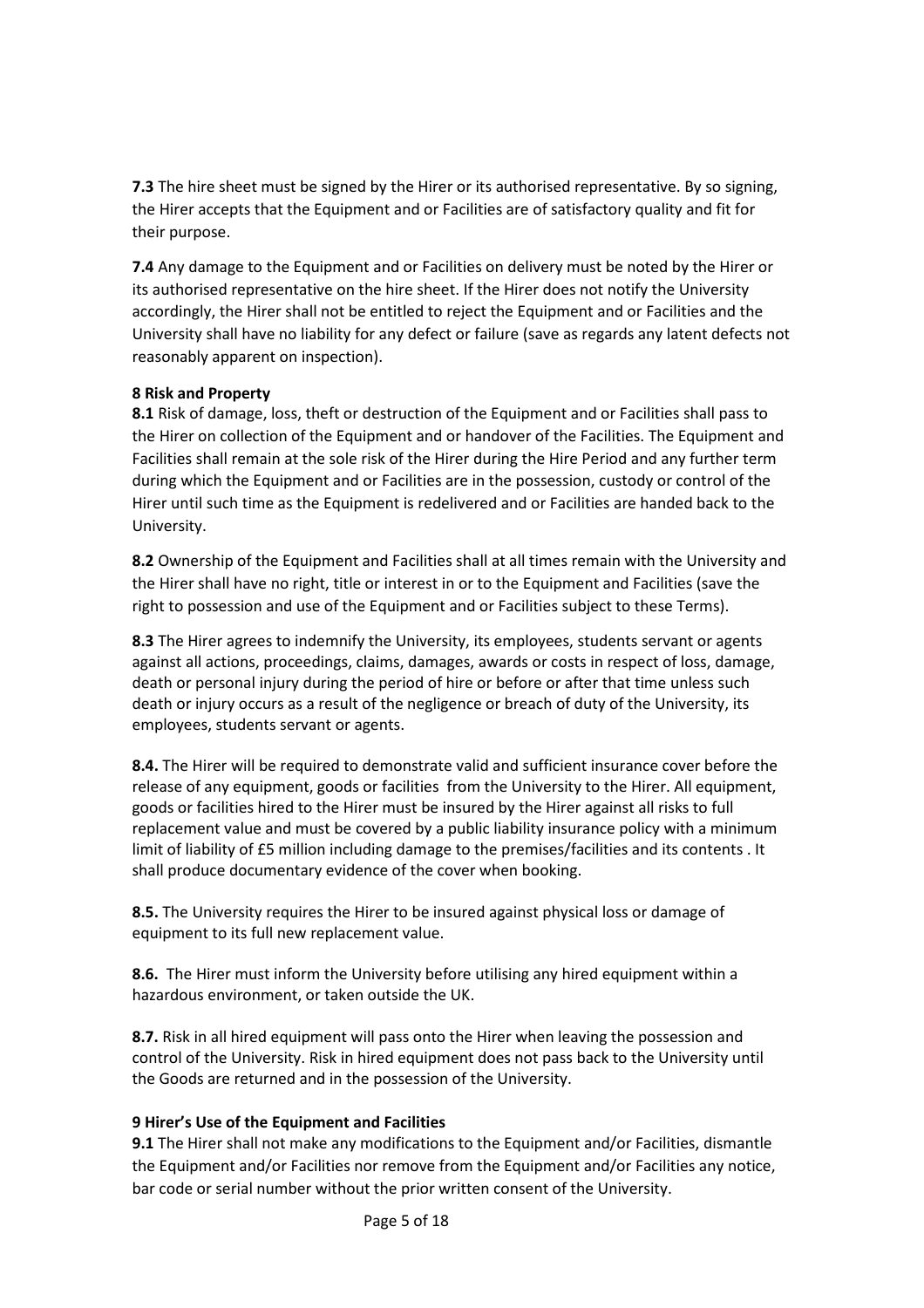**7.3** The hire sheet must be signed by the Hirer or its authorised representative. By so signing, the Hirer accepts that the Equipment and or Facilities are of satisfactory quality and fit for their purpose.

**7.4** Any damage to the Equipment and or Facilities on delivery must be noted by the Hirer or its authorised representative on the hire sheet. If the Hirer does not notify the University accordingly, the Hirer shall not be entitled to reject the Equipment and or Facilities and the University shall have no liability for any defect or failure (save as regards any latent defects not reasonably apparent on inspection).

**8 Risk and Property**

**8.1** Risk of damage, loss, theft or destruction of the Equipment and or Facilities shall pass to the Hirer on collection of the Equipment and or handover of the Facilities. The Equipment and Facilities shall remain at the sole risk of the Hirer during the Hire Period and any further term during which the Equipment and or Facilities are in the possession, custody or control of the Hirer until such time as the Equipment is redelivered and or Facilities are handed back to the University.

**8.2** Ownership of the Equipment and Facilities shall at all times remain with the University and the Hirer shall have no right, title or interest in or to the Equipment and Facilities (save the right to possession and use of the Equipment and or Facilities subject to these Terms).

**8.3** The Hirer agrees to indemnify the University, its employees, students servant or agents against all actions, proceedings, claims, damages, awards or costs in respect of loss, damage, death or personal injury during the period of hire or before or after that time unless such death or injury occurs as a result of the negligence or breach of duty of the University, its employees, students servant or agents.

**8.4.** The Hirer will be required to demonstrate valid and sufficient insurance cover before the release of any equipment, goods or facilities from the University to the Hirer. All equipment, goods or facilities hired to the Hirer must be insured by the Hirer against all risks to full replacement value and must be covered by a public liability insurance policy with a minimum limit of liability of £5 million including damage to the premises/facilities and its contents . It shall produce documentary evidence of the cover when booking.

**8.5.** The University requires the Hirer to be insured against physical loss or damage of equipment to its full new replacement value.

**8.6.** The Hirer must inform the University before utilising any hired equipment within a hazardous environment, or taken outside the UK.

**8.7.** Risk in all hired equipment will pass onto the Hirer when leaving the possession and control of the University. Risk in hired equipment does not pass back to the University until the Goods are returned and in the possession of the University.

**9 Hirer's Use of the Equipment and Facilities**

**9.1** The Hirer shall not make any modifications to the Equipment and/or Facilities, dismantle the Equipment and/or Facilities nor remove from the Equipment and/or Facilities any notice, bar code or serial number without the prior written consent of the University.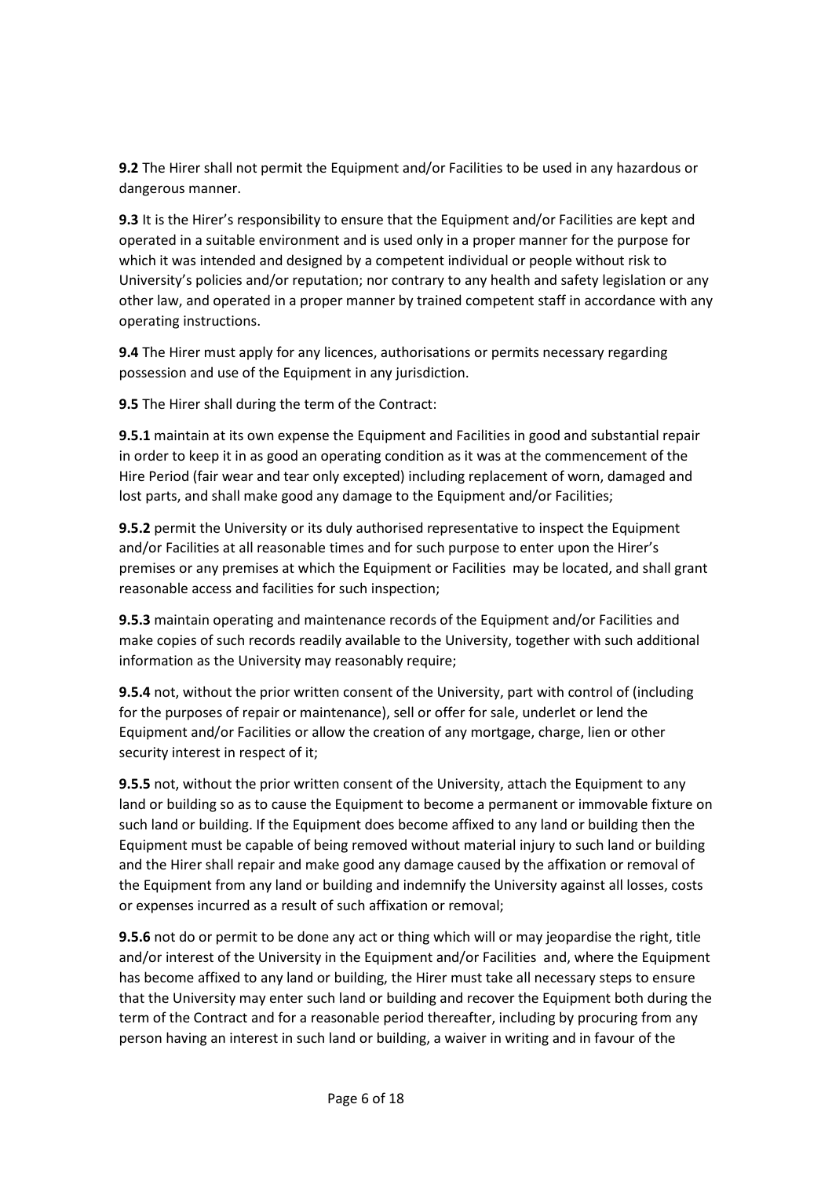**9.2** The Hirer shall not permit the Equipment and/or Facilities to be used in any hazardous or dangerous manner.

**9.3** It is the Hirer's responsibility to ensure that the Equipment and/or Facilities are kept and operated in a suitable environment and is used only in a proper manner for the purpose for which it was intended and designed by a competent individual or people without risk to University's policies and/or reputation; nor contrary to any health and safety legislation or any other law, and operated in a proper manner by trained competent staff in accordance with any operating instructions.

**9.4** The Hirer must apply for any licences, authorisations or permits necessary regarding possession and use of the Equipment in any jurisdiction.

**9.5** The Hirer shall during the term of the Contract:

**9.5.1** maintain at its own expense the Equipment and Facilities in good and substantial repair in order to keep it in as good an operating condition as it was at the commencement of the Hire Period (fair wear and tear only excepted) including replacement of worn, damaged and lost parts, and shall make good any damage to the Equipment and/or Facilities;

**9.5.2** permit the University or its duly authorised representative to inspect the Equipment and/or Facilities at all reasonable times and for such purpose to enter upon the Hirer's premises or any premises at which the Equipment or Facilities may be located, and shall grant reasonable access and facilities for such inspection;

**9.5.3** maintain operating and maintenance records of the Equipment and/or Facilities and make copies of such records readily available to the University, together with such additional information as the University may reasonably require;

**9.5.4** not, without the prior written consent of the University, part with control of (including for the purposes of repair or maintenance), sell or offer for sale, underlet or lend the Equipment and/or Facilities or allow the creation of any mortgage, charge, lien or other security interest in respect of it;

**9.5.5** not, without the prior written consent of the University, attach the Equipment to any land or building so as to cause the Equipment to become a permanent or immovable fixture on such land or building. If the Equipment does become affixed to any land or building then the Equipment must be capable of being removed without material injury to such land or building and the Hirer shall repair and make good any damage caused by the affixation or removal of the Equipment from any land or building and indemnify the University against all losses, costs or expenses incurred as a result of such affixation or removal;

**9.5.6** not do or permit to be done any act or thing which will or may jeopardise the right, title and/or interest of the University in the Equipment and/or Facilities and, where the Equipment has become affixed to any land or building, the Hirer must take all necessary steps to ensure that the University may enter such land or building and recover the Equipment both during the term of the Contract and for a reasonable period thereafter, including by procuring from any person having an interest in such land or building, a waiver in writing and in favour of the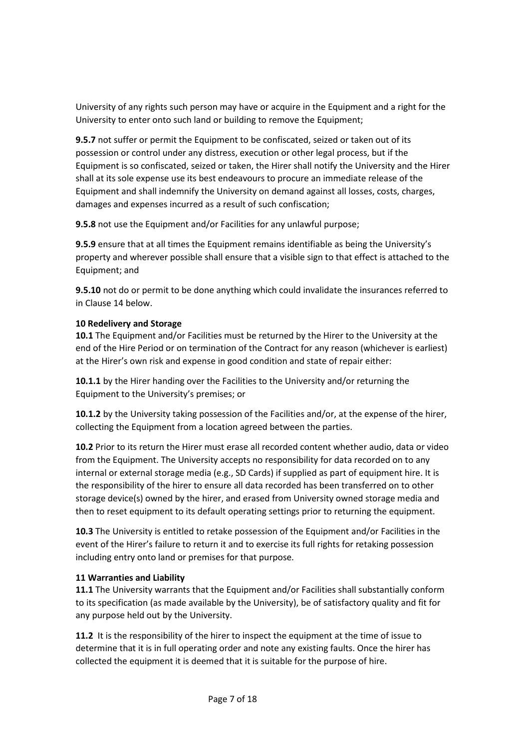University of any rights such person may have or acquire in the Equipment and a right for the University to enter onto such land or building to remove the Equipment;

**9.5.7** not suffer or permit the Equipment to be confiscated, seized or taken out of its possession or control under any distress, execution or other legal process, but if the Equipment is so confiscated, seized or taken, the Hirer shall notify the University and the Hirer shall at its sole expense use its best endeavours to procure an immediate release of the Equipment and shall indemnify the University on demand against all losses, costs, charges, damages and expenses incurred as a result of such confiscation;

**9.5.8** not use the Equipment and/or Facilities for any unlawful purpose;

**9.5.9** ensure that at all times the Equipment remains identifiable as being the University's property and wherever possible shall ensure that a visible sign to that effect is attached to the Equipment; and

**9.5.10** not do or permit to be done anything which could invalidate the insurances referred to in Clause 14 below.

**10 Redelivery and Storage**

**10.1** The Equipment and/or Facilities must be returned by the Hirer to the University at the end of the Hire Period or on termination of the Contract for any reason (whichever is earliest) at the Hirer's own risk and expense in good condition and state of repair either:

**10.1.1** by the Hirer handing over the Facilities to the University and/or returning the Equipment to the University's premises; or

**10.1.2** by the University taking possession of the Facilities and/or, at the expense of the hirer, collecting the Equipment from a location agreed between the parties.

**10.2** Prior to its return the Hirer must erase all recorded content whether audio, data or video from the Equipment. The University accepts no responsibility for data recorded on to any internal or external storage media (e.g., SD Cards) if supplied as part of equipment hire. It is the responsibility of the hirer to ensure all data recorded has been transferred on to other storage device(s) owned by the hirer, and erased from University owned storage media and then to reset equipment to its default operating settings prior to returning the equipment.

**10.3** The University is entitled to retake possession of the Equipment and/or Facilities in the event of the Hirer's failure to return it and to exercise its full rights for retaking possession including entry onto land or premises for that purpose.

**11 Warranties and Liability**

**11.1** The University warrants that the Equipment and/or Facilities shall substantially conform to its specification (as made available by the University), be of satisfactory quality and fit for any purpose held out by the University.

**11.2** It is the responsibility of the hirer to inspect the equipment at the time of issue to determine that it is in full operating order and note any existing faults. Once the hirer has collected the equipment it is deemed that it is suitable for the purpose of hire.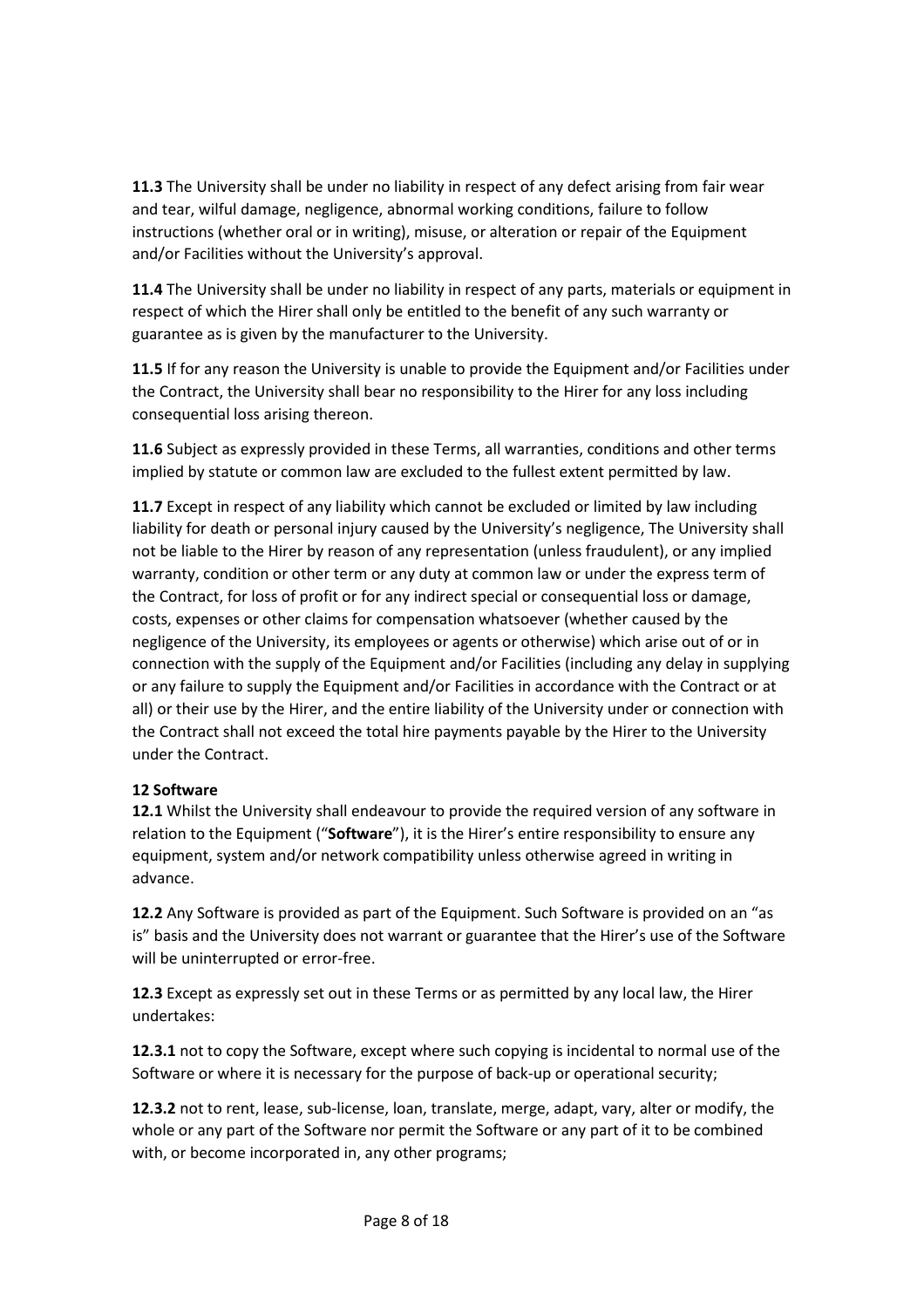**11.3** The University shall be under no liability in respect of any defect arising from fair wear and tear, wilful damage, negligence, abnormal working conditions, failure to follow instructions (whether oral or in writing), misuse, or alteration or repair of the Equipment and/or Facilities without the University's approval.

**11.4** The University shall be under no liability in respect of any parts, materials or equipment in respect of which the Hirer shall only be entitled to the benefit of any such warranty or guarantee as is given by the manufacturer to the University.

**11.5** If for any reason the University is unable to provide the Equipment and/or Facilities under the Contract, the University shall bear no responsibility to the Hirer for any loss including consequential loss arising thereon.

**11.6** Subject as expressly provided in these Terms, all warranties, conditions and other terms implied by statute or common law are excluded to the fullest extent permitted by law.

**11.7** Except in respect of any liability which cannot be excluded or limited by law including liability for death or personal injury caused by the University's negligence, The University shall not be liable to the Hirer by reason of any representation (unless fraudulent), or any implied warranty, condition or other term or any duty at common law or under the express term of the Contract, for loss of profit or for any indirect special or consequential loss or damage, costs, expenses or other claims for compensation whatsoever (whether caused by the negligence of the University, its employees or agents or otherwise) which arise out of or in connection with the supply of the Equipment and/or Facilities (including any delay in supplying or any failure to supply the Equipment and/or Facilities in accordance with the Contract or at all) or their use by the Hirer, and the entire liability of the University under or connection with the Contract shall not exceed the total hire payments payable by the Hirer to the University under the Contract.

**12 Software**

**12.1** Whilst the University shall endeavour to provide the required version of any software in relation to the Equipment ("**Software**"), it is the Hirer's entire responsibility to ensure any equipment, system and/or network compatibility unless otherwise agreed in writing in advance.

**12.2** Any Software is provided as part of the Equipment. Such Software is provided on an "as is" basis and the University does not warrant or guarantee that the Hirer's use of the Software will be uninterrupted or error-free.

**12.3** Except as expressly set out in these Terms or as permitted by any local law, the Hirer undertakes:

**12.3.1** not to copy the Software, except where such copying is incidental to normal use of the Software or where it is necessary for the purpose of back-up or operational security;

**12.3.2** not to rent, lease, sub-license, loan, translate, merge, adapt, vary, alter or modify, the whole or any part of the Software nor permit the Software or any part of it to be combined with, or become incorporated in, any other programs;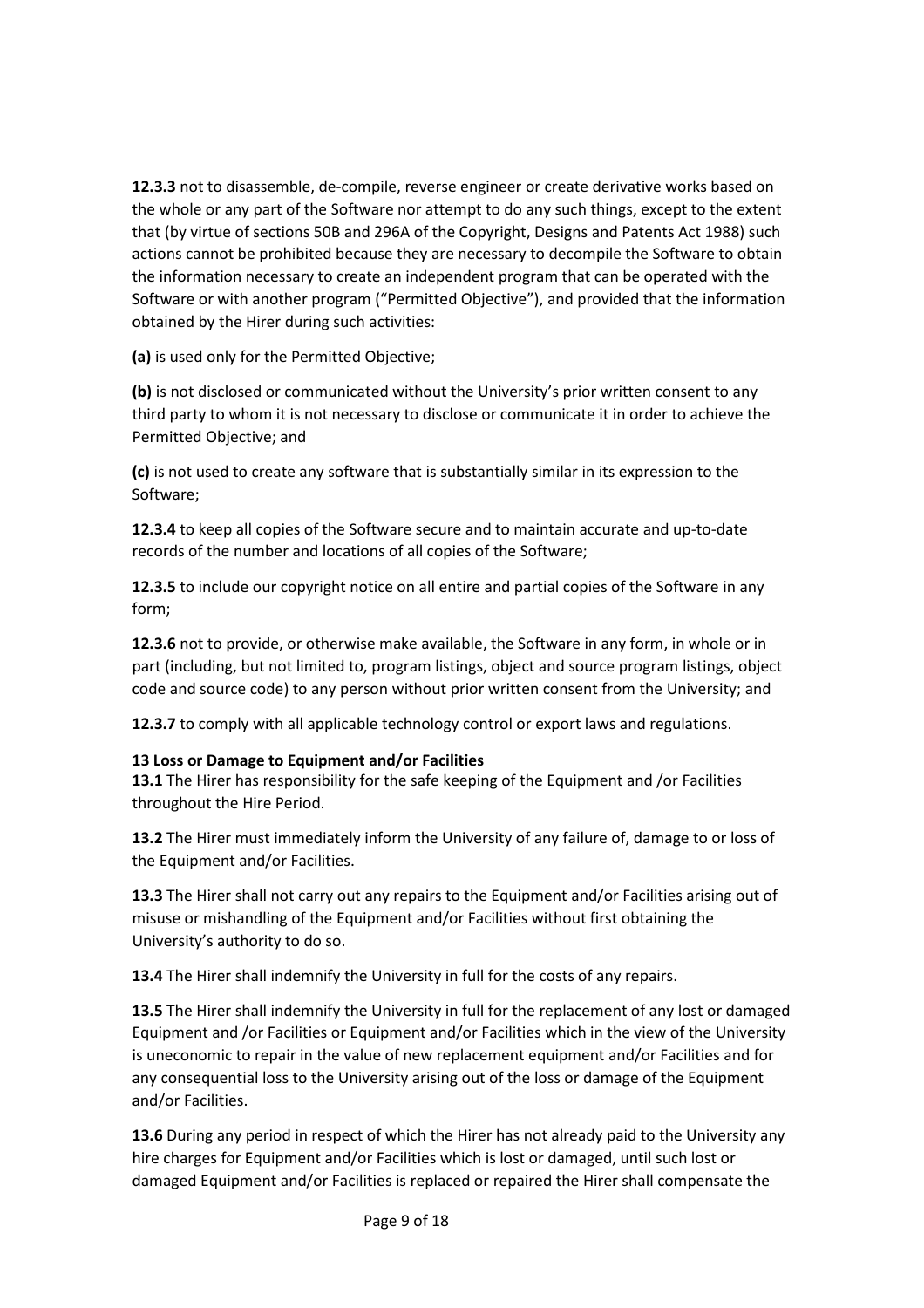**12.3.3** not to disassemble, de-compile, reverse engineer or create derivative works based on the whole or any part of the Software nor attempt to do any such things, except to the extent that (by virtue of sections 50B and 296A of the Copyright, Designs and Patents Act 1988) such actions cannot be prohibited because they are necessary to decompile the Software to obtain the information necessary to create an independent program that can be operated with the Software or with another program ("Permitted Objective"), and provided that the information obtained by the Hirer during such activities:

**(a)** is used only for the Permitted Objective;

**(b)** is not disclosed or communicated without the University's prior written consent to any third party to whom it is not necessary to disclose or communicate it in order to achieve the Permitted Objective; and

**(c)** is not used to create any software that is substantially similar in its expression to the Software;

**12.3.4** to keep all copies of the Software secure and to maintain accurate and up-to-date records of the number and locations of all copies of the Software;

**12.3.5** to include our copyright notice on all entire and partial copies of the Software in any form;

**12.3.6** not to provide, or otherwise make available, the Software in any form, in whole or in part (including, but not limited to, program listings, object and source program listings, object code and source code) to any person without prior written consent from the University; and

**12.3.7** to comply with all applicable technology control or export laws and regulations.

**13 Loss or Damage to Equipment and/or Facilities**

**13.1** The Hirer has responsibility for the safe keeping of the Equipment and /or Facilities throughout the Hire Period.

**13.2** The Hirer must immediately inform the University of any failure of, damage to or loss of the Equipment and/or Facilities.

**13.3** The Hirer shall not carry out any repairs to the Equipment and/or Facilities arising out of misuse or mishandling of the Equipment and/or Facilities without first obtaining the University's authority to do so.

**13.4** The Hirer shall indemnify the University in full for the costs of any repairs.

**13.5** The Hirer shall indemnify the University in full for the replacement of any lost or damaged Equipment and /or Facilities or Equipment and/or Facilities which in the view of the University is uneconomic to repair in the value of new replacement equipment and/or Facilities and for any consequential loss to the University arising out of the loss or damage of the Equipment and/or Facilities.

**13.6** During any period in respect of which the Hirer has not already paid to the University any hire charges for Equipment and/or Facilities which is lost or damaged, until such lost or damaged Equipment and/or Facilities is replaced or repaired the Hirer shall compensate the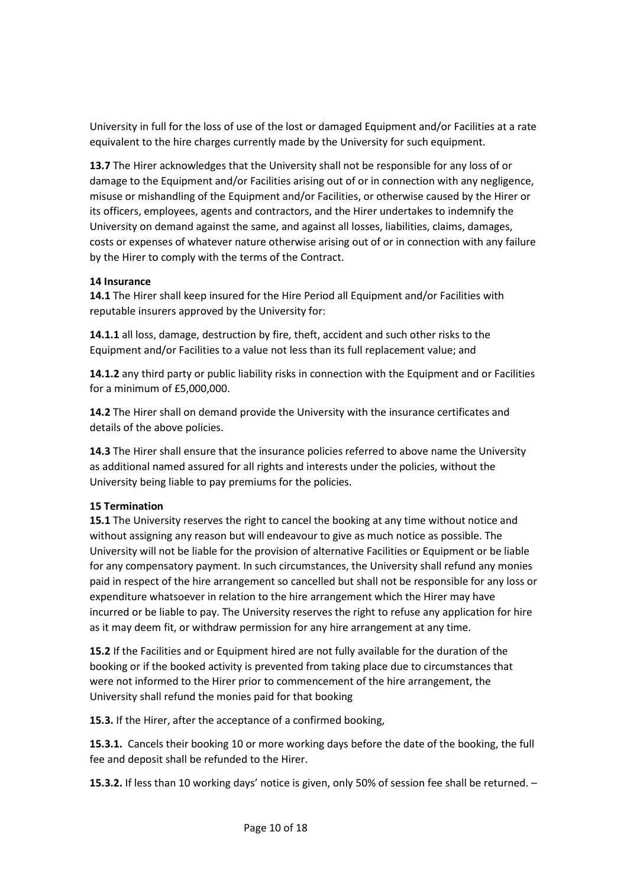University in full for the loss of use of the lost or damaged Equipment and/or Facilities at a rate equivalent to the hire charges currently made by the University for such equipment.

**13.7** The Hirer acknowledges that the University shall not be responsible for any loss of or damage to the Equipment and/or Facilities arising out of or in connection with any negligence, misuse or mishandling of the Equipment and/or Facilities, or otherwise caused by the Hirer or its officers, employees, agents and contractors, and the Hirer undertakes to indemnify the University on demand against the same, and against all losses, liabilities, claims, damages, costs or expenses of whatever nature otherwise arising out of or in connection with any failure by the Hirer to comply with the terms of the Contract.

**14 Insurance**

**14.1** The Hirer shall keep insured for the Hire Period all Equipment and/or Facilities with reputable insurers approved by the University for:

**14.1.1** all loss, damage, destruction by fire, theft, accident and such other risks to the Equipment and/or Facilities to a value not less than its full replacement value; and

**14.1.2** any third party or public liability risks in connection with the Equipment and or Facilities for a minimum of £5,000,000.

**14.2** The Hirer shall on demand provide the University with the insurance certificates and details of the above policies.

**14.3** The Hirer shall ensure that the insurance policies referred to above name the University as additional named assured for all rights and interests under the policies, without the University being liable to pay premiums for the policies.

**15 Termination**

**15.1** The University reserves the right to cancel the booking at any time without notice and without assigning any reason but will endeavour to give as much notice as possible. The University will not be liable for the provision of alternative Facilities or Equipment or be liable for any compensatory payment. In such circumstances, the University shall refund any monies paid in respect of the hire arrangement so cancelled but shall not be responsible for any loss or expenditure whatsoever in relation to the hire arrangement which the Hirer may have incurred or be liable to pay. The University reserves the right to refuse any application for hire as it may deem fit, or withdraw permission for any hire arrangement at any time.

**15.2** If the Facilities and or Equipment hired are not fully available for the duration of the booking or if the booked activity is prevented from taking place due to circumstances that were not informed to the Hirer prior to commencement of the hire arrangement, the University shall refund the monies paid for that booking

**15.3.** If the Hirer, after the acceptance of a confirmed booking,

**15.3.1.** Cancels their booking 10 or more working days before the date of the booking, the full fee and deposit shall be refunded to the Hirer.

**15.3.2.** If less than 10 working days' notice is given, only 50% of session fee shall be returned. –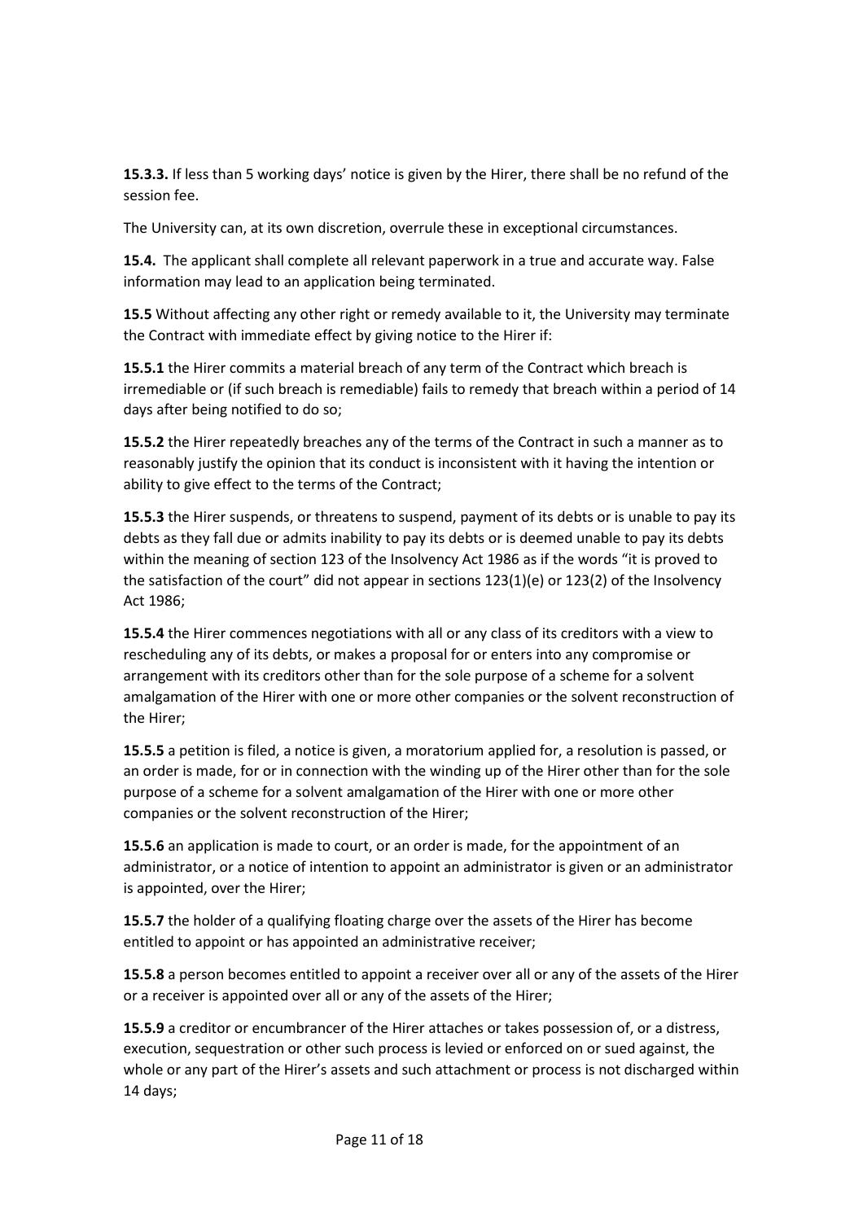**15.3.3.** If less than 5 working days' notice is given by the Hirer, there shall be no refund of the session fee.

The University can, at its own discretion, overrule these in exceptional circumstances.

**15.4.** The applicant shall complete all relevant paperwork in a true and accurate way. False information may lead to an application being terminated.

**15.5** Without affecting any other right or remedy available to it, the University may terminate the Contract with immediate effect by giving notice to the Hirer if:

**15.5.1** the Hirer commits a material breach of any term of the Contract which breach is irremediable or (if such breach is remediable) fails to remedy that breach within a period of 14 days after being notified to do so;

**15.5.2** the Hirer repeatedly breaches any of the terms of the Contract in such a manner as to reasonably justify the opinion that its conduct is inconsistent with it having the intention or ability to give effect to the terms of the Contract;

**15.5.3** the Hirer suspends, or threatens to suspend, payment of its debts or is unable to pay its debts as they fall due or admits inability to pay its debts or is deemed unable to pay its debts within the meaning of section 123 of the Insolvency Act 1986 as if the words "it is proved to the satisfaction of the court" did not appear in sections 123(1)(e) or 123(2) of the Insolvency Act 1986;

**15.5.4** the Hirer commences negotiations with all or any class of its creditors with a view to rescheduling any of its debts, or makes a proposal for or enters into any compromise or arrangement with its creditors other than for the sole purpose of a scheme for a solvent amalgamation of the Hirer with one or more other companies or the solvent reconstruction of the Hirer;

**15.5.5** a petition is filed, a notice is given, a moratorium applied for, a resolution is passed, or an order is made, for or in connection with the winding up of the Hirer other than for the sole purpose of a scheme for a solvent amalgamation of the Hirer with one or more other companies or the solvent reconstruction of the Hirer;

**15.5.6** an application is made to court, or an order is made, for the appointment of an administrator, or a notice of intention to appoint an administrator is given or an administrator is appointed, over the Hirer;

**15.5.7** the holder of a qualifying floating charge over the assets of the Hirer has become entitled to appoint or has appointed an administrative receiver;

**15.5.8** a person becomes entitled to appoint a receiver over all or any of the assets of the Hirer or a receiver is appointed over all or any of the assets of the Hirer;

**15.5.9** a creditor or encumbrancer of the Hirer attaches or takes possession of, or a distress, execution, sequestration or other such process is levied or enforced on or sued against, the whole or any part of the Hirer's assets and such attachment or process is not discharged within 14 days;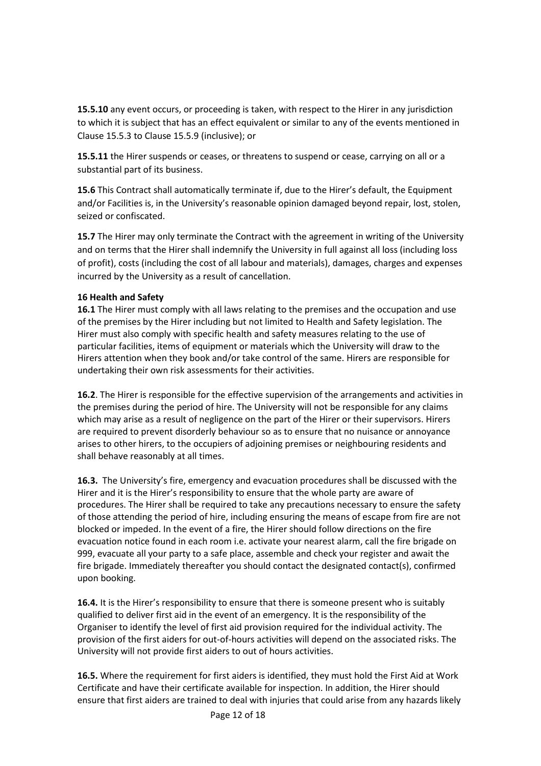**15.5.10** any event occurs, or proceeding is taken, with respect to the Hirer in any jurisdiction to which it is subject that has an effect equivalent or similar to any of the events mentioned in Clause 15.5.3 to Clause 15.5.9 (inclusive); or

**15.5.11** the Hirer suspends or ceases, or threatens to suspend or cease, carrying on all or a substantial part of its business.

**15.6** This Contract shall automatically terminate if, due to the Hirer's default, the Equipment and/or Facilities is, in the University's reasonable opinion damaged beyond repair, lost, stolen, seized or confiscated.

**15.7** The Hirer may only terminate the Contract with the agreement in writing of the University and on terms that the Hirer shall indemnify the University in full against all loss (including loss of profit), costs (including the cost of all labour and materials), damages, charges and expenses incurred by the University as a result of cancellation.

**16 Health and Safety**

**16.1** The Hirer must comply with all laws relating to the premises and the occupation and use of the premises by the Hirer including but not limited to Health and Safety legislation. The Hirer must also comply with specific health and safety measures relating to the use of particular facilities, items of equipment or materials which the University will draw to the Hirers attention when they book and/or take control of the same. Hirers are responsible for undertaking their own risk assessments for their activities.

**16.2**. The Hirer is responsible for the effective supervision of the arrangements and activities in the premises during the period of hire. The University will not be responsible for any claims which may arise as a result of negligence on the part of the Hirer or their supervisors. Hirers are required to prevent disorderly behaviour so as to ensure that no nuisance or annoyance arises to other hirers, to the occupiers of adjoining premises or neighbouring residents and shall behave reasonably at all times.

**16.3.** The University's fire, emergency and evacuation procedures shall be discussed with the Hirer and it is the Hirer's responsibility to ensure that the whole party are aware of procedures. The Hirer shall be required to take any precautions necessary to ensure the safety of those attending the period of hire, including ensuring the means of escape from fire are not blocked or impeded. In the event of a fire, the Hirer should follow directions on the fire evacuation notice found in each room i.e. activate your nearest alarm, call the fire brigade on 999, evacuate all your party to a safe place, assemble and check your register and await the fire brigade. Immediately thereafter you should contact the designated contact(s), confirmed upon booking.

**16.4.** It is the Hirer's responsibility to ensure that there is someone present who is suitably qualified to deliver first aid in the event of an emergency. It is the responsibility of the Organiser to identify the level of first aid provision required for the individual activity. The provision of the first aiders for out-of-hours activities will depend on the associated risks. The University will not provide first aiders to out of hours activities.

**16.5.** Where the requirement for first aiders is identified, they must hold the First Aid at Work Certificate and have their certificate available for inspection. In addition, the Hirer should ensure that first aiders are trained to deal with injuries that could arise from any hazards likely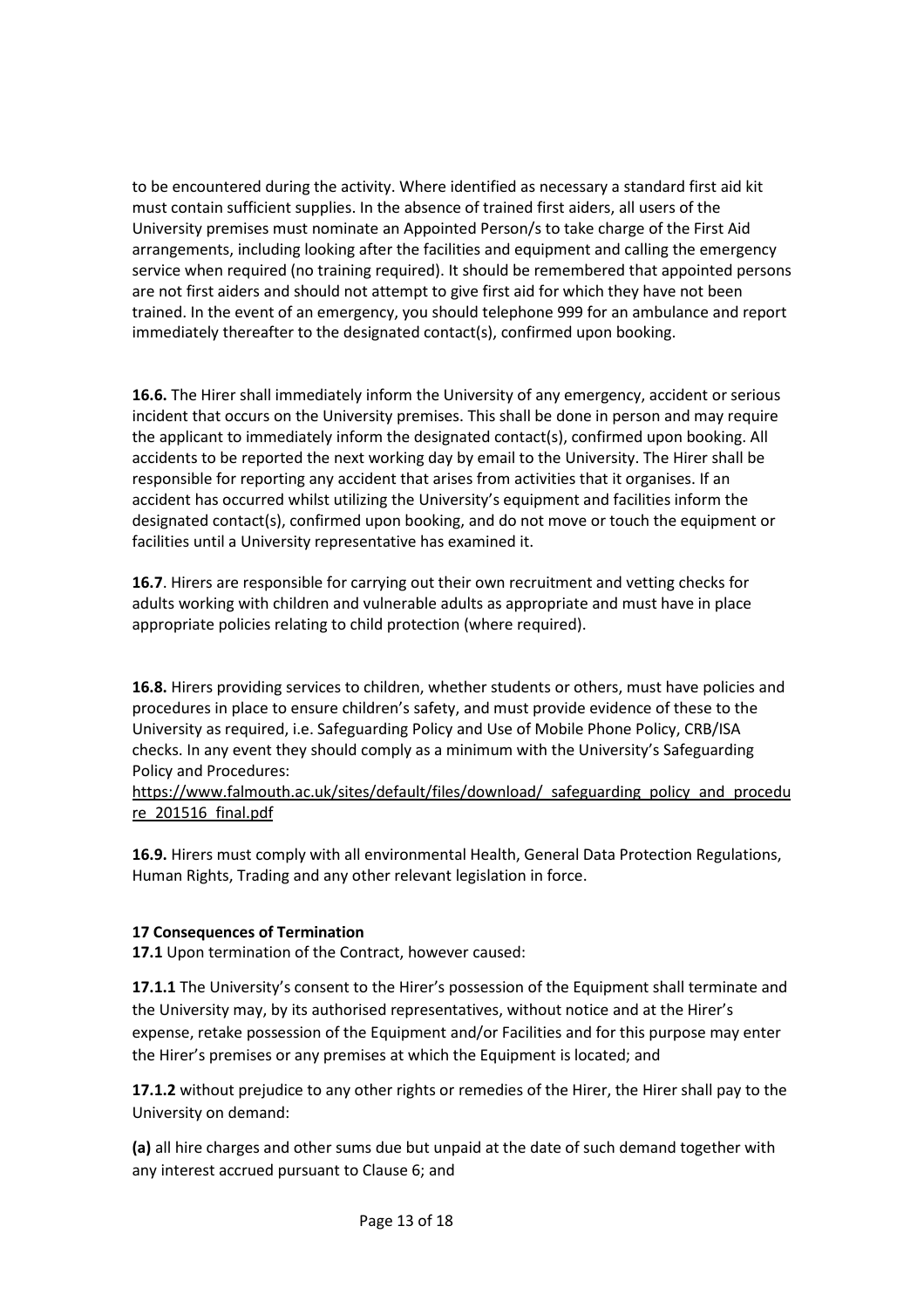to be encountered during the activity. Where identified as necessary a standard first aid kit must contain sufficient supplies. In the absence of trained first aiders, all users of the University premises must nominate an Appointed Person/s to take charge of the First Aid arrangements, including looking after the facilities and equipment and calling the emergency service when required (no training required). It should be remembered that appointed persons are not first aiders and should not attempt to give first aid for which they have not been trained. In the event of an emergency, you should telephone 999 for an ambulance and report immediately thereafter to the designated contact(s), confirmed upon booking.

**16.6.** The Hirer shall immediately inform the University of any emergency, accident or serious incident that occurs on the University premises. This shall be done in person and may require the applicant to immediately inform the designated contact(s), confirmed upon booking. All accidents to be reported the next working day by email to the University. The Hirer shall be responsible for reporting any accident that arises from activities that it organises. If an accident has occurred whilst utilizing the University's equipment and facilities inform the designated contact(s), confirmed upon booking, and do not move or touch the equipment or facilities until a University representative has examined it.

**16.7**. Hirers are responsible for carrying out their own recruitment and vetting checks for adults working with children and vulnerable adults as appropriate and must have in place appropriate policies relating to child protection (where required).

**16.8.** Hirers providing services to children, whether students or others, must have policies and procedures in place to ensure children's safety, and must provide evidence of these to the University as required, i.e. Safeguarding Policy and Use of Mobile Phone Policy, CRB/ISA checks. In any event they should comply as a minimum with the University's Safeguarding Policy and Procedures:
https://www.falmouth.ac.uk/sites/default/files/download/_safeguarding_policy_and_procedure_201516_final.pdf

**16.9.** Hirers must comply with all environmental Health, General Data Protection Regulations, Human Rights, Trading and any other relevant legislation in force.

**17 Consequences of Termination**

**17.1** Upon termination of the Contract, however caused:

**17.1.1** The University's consent to the Hirer's possession of the Equipment shall terminate and the University may, by its authorised representatives, without notice and at the Hirer's expense, retake possession of the Equipment and/or Facilities and for this purpose may enter the Hirer's premises or any premises at which the Equipment is located; and

**17.1.2** without prejudice to any other rights or remedies of the Hirer, the Hirer shall pay to the University on demand:

**(a)** all hire charges and other sums due but unpaid at the date of such demand together with any interest accrued pursuant to Clause 6; and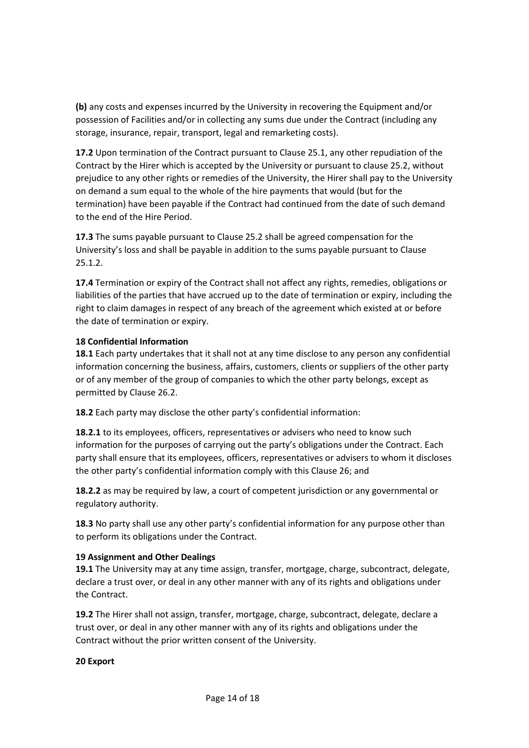**(b)** any costs and expenses incurred by the University in recovering the Equipment and/or possession of Facilities and/or in collecting any sums due under the Contract (including any storage, insurance, repair, transport, legal and remarketing costs).

**17.2** Upon termination of the Contract pursuant to Clause 25.1, any other repudiation of the Contract by the Hirer which is accepted by the University or pursuant to clause 25.2, without prejudice to any other rights or remedies of the University, the Hirer shall pay to the University on demand a sum equal to the whole of the hire payments that would (but for the termination) have been payable if the Contract had continued from the date of such demand to the end of the Hire Period.

**17.3** The sums payable pursuant to Clause 25.2 shall be agreed compensation for the University's loss and shall be payable in addition to the sums payable pursuant to Clause 25.1.2.

**17.4** Termination or expiry of the Contract shall not affect any rights, remedies, obligations or liabilities of the parties that have accrued up to the date of termination or expiry, including the right to claim damages in respect of any breach of the agreement which existed at or before the date of termination or expiry.

**18 Confidential Information**

**18.1** Each party undertakes that it shall not at any time disclose to any person any confidential information concerning the business, affairs, customers, clients or suppliers of the other party or of any member of the group of companies to which the other party belongs, except as permitted by Clause 26.2.

**18.2** Each party may disclose the other party's confidential information:

**18.2.1** to its employees, officers, representatives or advisers who need to know such information for the purposes of carrying out the party's obligations under the Contract. Each party shall ensure that its employees, officers, representatives or advisers to whom it discloses the other party's confidential information comply with this Clause 26; and

**18.2.2** as may be required by law, a court of competent jurisdiction or any governmental or regulatory authority.

**18.3** No party shall use any other party's confidential information for any purpose other than to perform its obligations under the Contract.

**19 Assignment and Other Dealings**

**19.1** The University may at any time assign, transfer, mortgage, charge, subcontract, delegate, declare a trust over, or deal in any other manner with any of its rights and obligations under the Contract.

**19.2** The Hirer shall not assign, transfer, mortgage, charge, subcontract, delegate, declare a trust over, or deal in any other manner with any of its rights and obligations under the Contract without the prior written consent of the University.

**20 Export**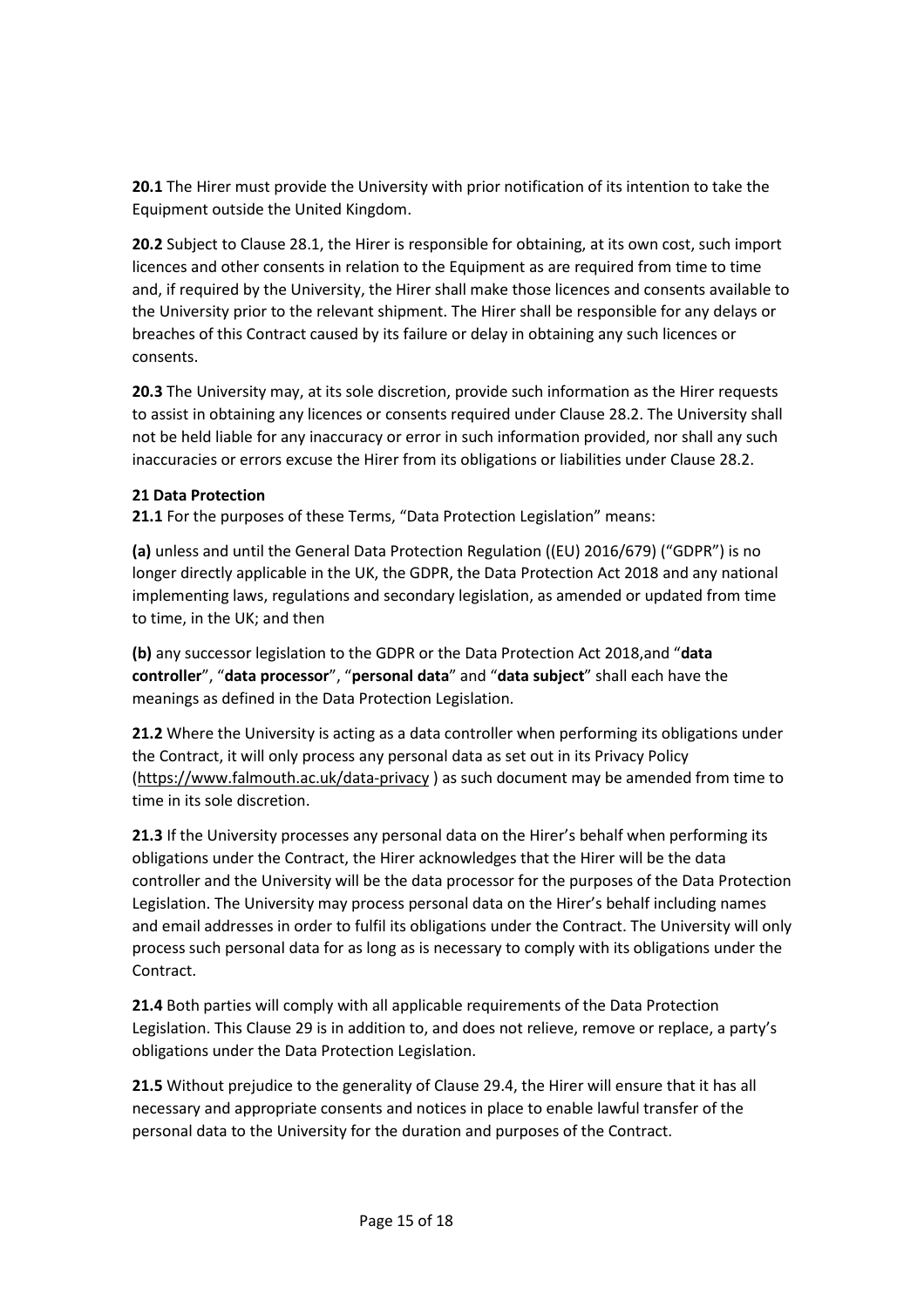**20.1** The Hirer must provide the University with prior notification of its intention to take the Equipment outside the United Kingdom.

**20.2** Subject to Clause 28.1, the Hirer is responsible for obtaining, at its own cost, such import licences and other consents in relation to the Equipment as are required from time to time and, if required by the University, the Hirer shall make those licences and consents available to the University prior to the relevant shipment. The Hirer shall be responsible for any delays or breaches of this Contract caused by its failure or delay in obtaining any such licences or consents.

**20.3** The University may, at its sole discretion, provide such information as the Hirer requests to assist in obtaining any licences or consents required under Clause 28.2. The University shall not be held liable for any inaccuracy or error in such information provided, nor shall any such inaccuracies or errors excuse the Hirer from its obligations or liabilities under Clause 28.2.

**21 Data Protection**

**21.1** For the purposes of these Terms, "Data Protection Legislation" means:

**(a)** unless and until the General Data Protection Regulation ((EU) 2016/679) ("GDPR") is no longer directly applicable in the UK, the GDPR, the Data Protection Act 2018 and any national implementing laws, regulations and secondary legislation, as amended or updated from time to time, in the UK; and then

**(b)** any successor legislation to the GDPR or the Data Protection Act 2018,and "**data controller**", "**data processor**", "**personal data**" and "**data subject**" shall each have the meanings as defined in the Data Protection Legislation.

**21.2** Where the University is acting as a data controller when performing its obligations under the Contract, it will only process any personal data as set out in its Privacy Policy (https://www.falmouth.ac.uk/data-privacy ) as such document may be amended from time to time in its sole discretion.

**21.3** If the University processes any personal data on the Hirer's behalf when performing its obligations under the Contract, the Hirer acknowledges that the Hirer will be the data controller and the University will be the data processor for the purposes of the Data Protection Legislation. The University may process personal data on the Hirer's behalf including names and email addresses in order to fulfil its obligations under the Contract. The University will only process such personal data for as long as is necessary to comply with its obligations under the Contract.

**21.4** Both parties will comply with all applicable requirements of the Data Protection Legislation. This Clause 29 is in addition to, and does not relieve, remove or replace, a party's obligations under the Data Protection Legislation.

**21.5** Without prejudice to the generality of Clause 29.4, the Hirer will ensure that it has all necessary and appropriate consents and notices in place to enable lawful transfer of the personal data to the University for the duration and purposes of the Contract.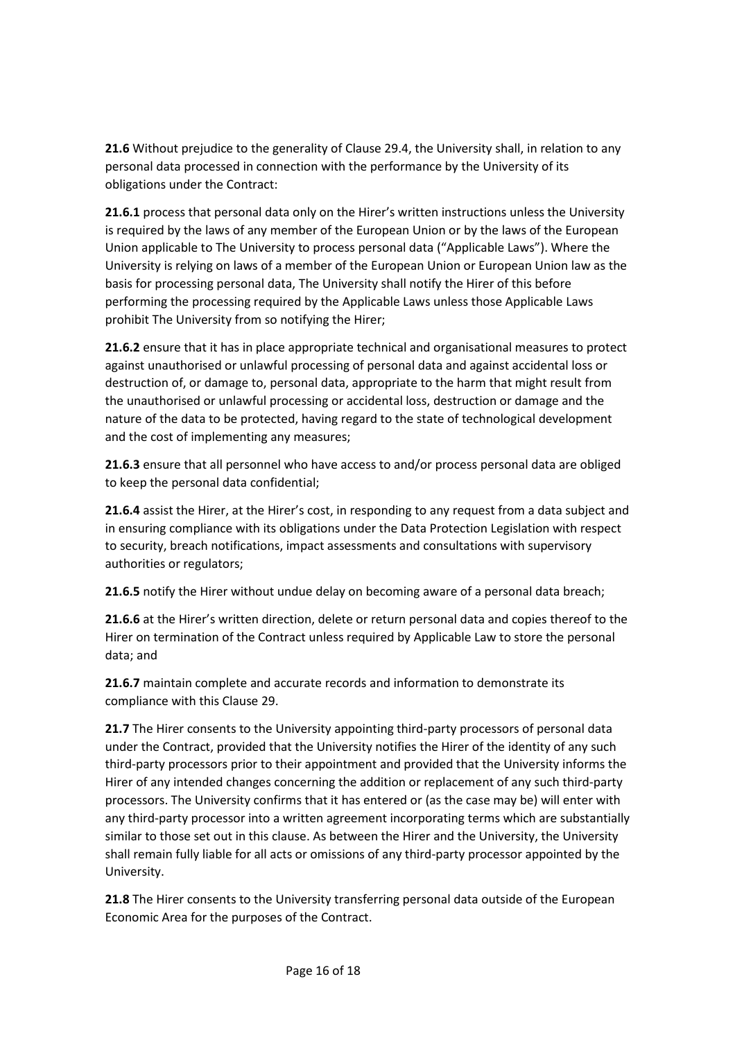**21.6** Without prejudice to the generality of Clause 29.4, the University shall, in relation to any personal data processed in connection with the performance by the University of its obligations under the Contract:

**21.6.1** process that personal data only on the Hirer's written instructions unless the University is required by the laws of any member of the European Union or by the laws of the European Union applicable to The University to process personal data ("Applicable Laws"). Where the University is relying on laws of a member of the European Union or European Union law as the basis for processing personal data, The University shall notify the Hirer of this before performing the processing required by the Applicable Laws unless those Applicable Laws prohibit The University from so notifying the Hirer;

**21.6.2** ensure that it has in place appropriate technical and organisational measures to protect against unauthorised or unlawful processing of personal data and against accidental loss or destruction of, or damage to, personal data, appropriate to the harm that might result from the unauthorised or unlawful processing or accidental loss, destruction or damage and the nature of the data to be protected, having regard to the state of technological development and the cost of implementing any measures;

**21.6.3** ensure that all personnel who have access to and/or process personal data are obliged to keep the personal data confidential;

**21.6.4** assist the Hirer, at the Hirer's cost, in responding to any request from a data subject and in ensuring compliance with its obligations under the Data Protection Legislation with respect to security, breach notifications, impact assessments and consultations with supervisory authorities or regulators;

**21.6.5** notify the Hirer without undue delay on becoming aware of a personal data breach;

**21.6.6** at the Hirer's written direction, delete or return personal data and copies thereof to the Hirer on termination of the Contract unless required by Applicable Law to store the personal data; and

**21.6.7** maintain complete and accurate records and information to demonstrate its compliance with this Clause 29.

**21.7** The Hirer consents to the University appointing third-party processors of personal data under the Contract, provided that the University notifies the Hirer of the identity of any such third-party processors prior to their appointment and provided that the University informs the Hirer of any intended changes concerning the addition or replacement of any such third-party processors. The University confirms that it has entered or (as the case may be) will enter with any third-party processor into a written agreement incorporating terms which are substantially similar to those set out in this clause. As between the Hirer and the University, the University shall remain fully liable for all acts or omissions of any third-party processor appointed by the University.

**21.8** The Hirer consents to the University transferring personal data outside of the European Economic Area for the purposes of the Contract.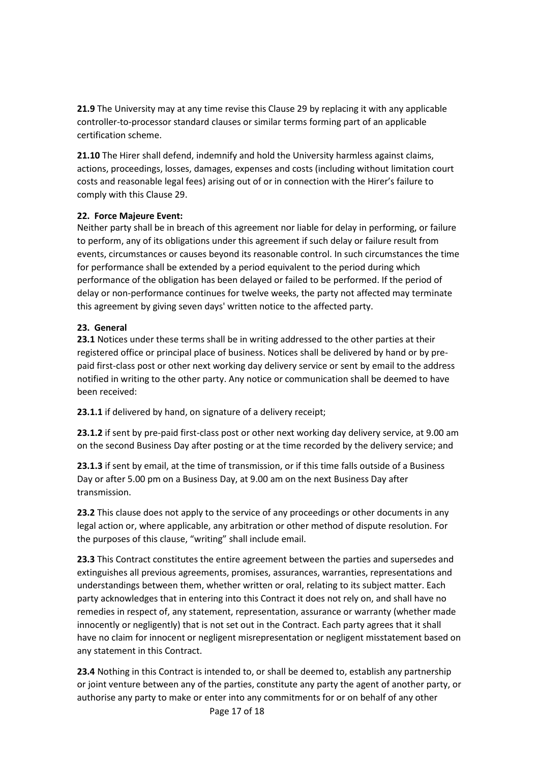**21.9** The University may at any time revise this Clause 29 by replacing it with any applicable controller-to-processor standard clauses or similar terms forming part of an applicable certification scheme.

**21.10** The Hirer shall defend, indemnify and hold the University harmless against claims, actions, proceedings, losses, damages, expenses and costs (including without limitation court costs and reasonable legal fees) arising out of or in connection with the Hirer's failure to comply with this Clause 29.

**22. Force Majeure Event:**

Neither party shall be in breach of this agreement nor liable for delay in performing, or failure to perform, any of its obligations under this agreement if such delay or failure result from events, circumstances or causes beyond its reasonable control. In such circumstances the time for performance shall be extended by a period equivalent to the period during which performance of the obligation has been delayed or failed to be performed. If the period of delay or non-performance continues for twelve weeks, the party not affected may terminate this agreement by giving seven days' written notice to the affected party.

**23. General**

**23.1** Notices under these terms shall be in writing addressed to the other parties at their registered office or principal place of business. Notices shall be delivered by hand or by pre-paid first-class post or other next working day delivery service or sent by email to the address notified in writing to the other party. Any notice or communication shall be deemed to have been received:

**23.1.1** if delivered by hand, on signature of a delivery receipt;

**23.1.2** if sent by pre-paid first-class post or other next working day delivery service, at 9.00 am on the second Business Day after posting or at the time recorded by the delivery service; and

**23.1.3** if sent by email, at the time of transmission, or if this time falls outside of a Business Day or after 5.00 pm on a Business Day, at 9.00 am on the next Business Day after transmission.

**23.2** This clause does not apply to the service of any proceedings or other documents in any legal action or, where applicable, any arbitration or other method of dispute resolution. For the purposes of this clause, "writing" shall include email.

**23.3** This Contract constitutes the entire agreement between the parties and supersedes and extinguishes all previous agreements, promises, assurances, warranties, representations and understandings between them, whether written or oral, relating to its subject matter. Each party acknowledges that in entering into this Contract it does not rely on, and shall have no remedies in respect of, any statement, representation, assurance or warranty (whether made innocently or negligently) that is not set out in the Contract. Each party agrees that it shall have no claim for innocent or negligent misrepresentation or negligent misstatement based on any statement in this Contract.

**23.4** Nothing in this Contract is intended to, or shall be deemed to, establish any partnership or joint venture between any of the parties, constitute any party the agent of another party, or authorise any party to make or enter into any commitments for or on behalf of any other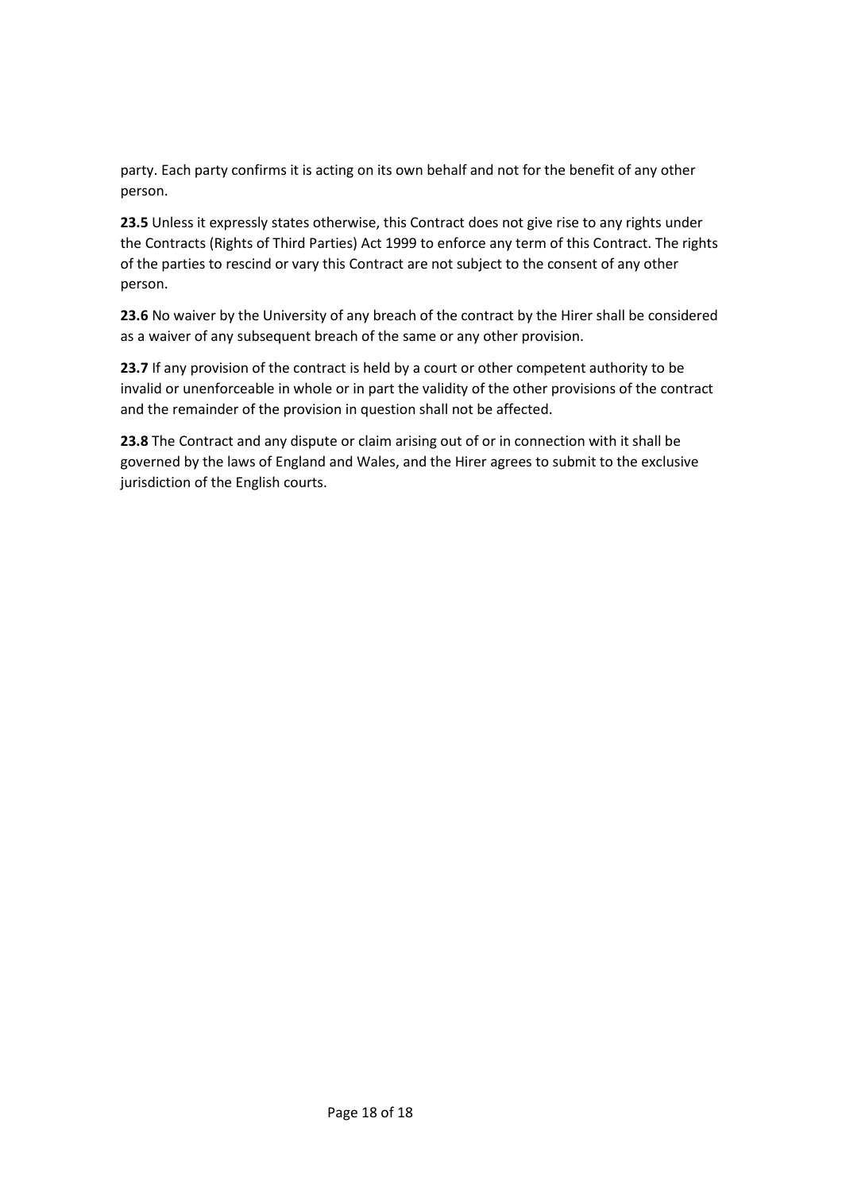party. Each party confirms it is acting on its own behalf and not for the benefit of any other person.

**23.5** Unless it expressly states otherwise, this Contract does not give rise to any rights under the Contracts (Rights of Third Parties) Act 1999 to enforce any term of this Contract. The rights of the parties to rescind or vary this Contract are not subject to the consent of any other person.

**23.6** No waiver by the University of any breach of the contract by the Hirer shall be considered as a waiver of any subsequent breach of the same or any other provision.

**23.7** If any provision of the contract is held by a court or other competent authority to be invalid or unenforceable in whole or in part the validity of the other provisions of the contract and the remainder of the provision in question shall not be affected.

**23.8** The Contract and any dispute or claim arising out of or in connection with it shall be governed by the laws of England and Wales, and the Hirer agrees to submit to the exclusive jurisdiction of the English courts.